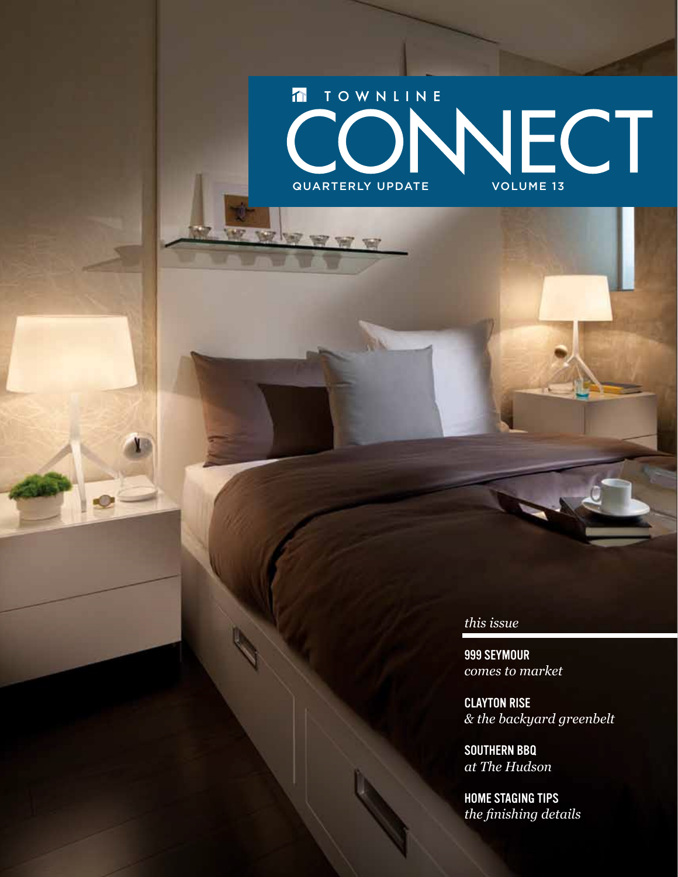TOWNLINE

# CONNECT

QUARTERLY UPDATE VOLUME 13

*this issue*

**999 SEYMOUR**
*comes to market*

**CLAYTON RISE**
*& the backyard greenbelt*

**SOUTHERN BBQ**
*at The Hudson*

**HOME STAGING TIPS**
*the finishing details*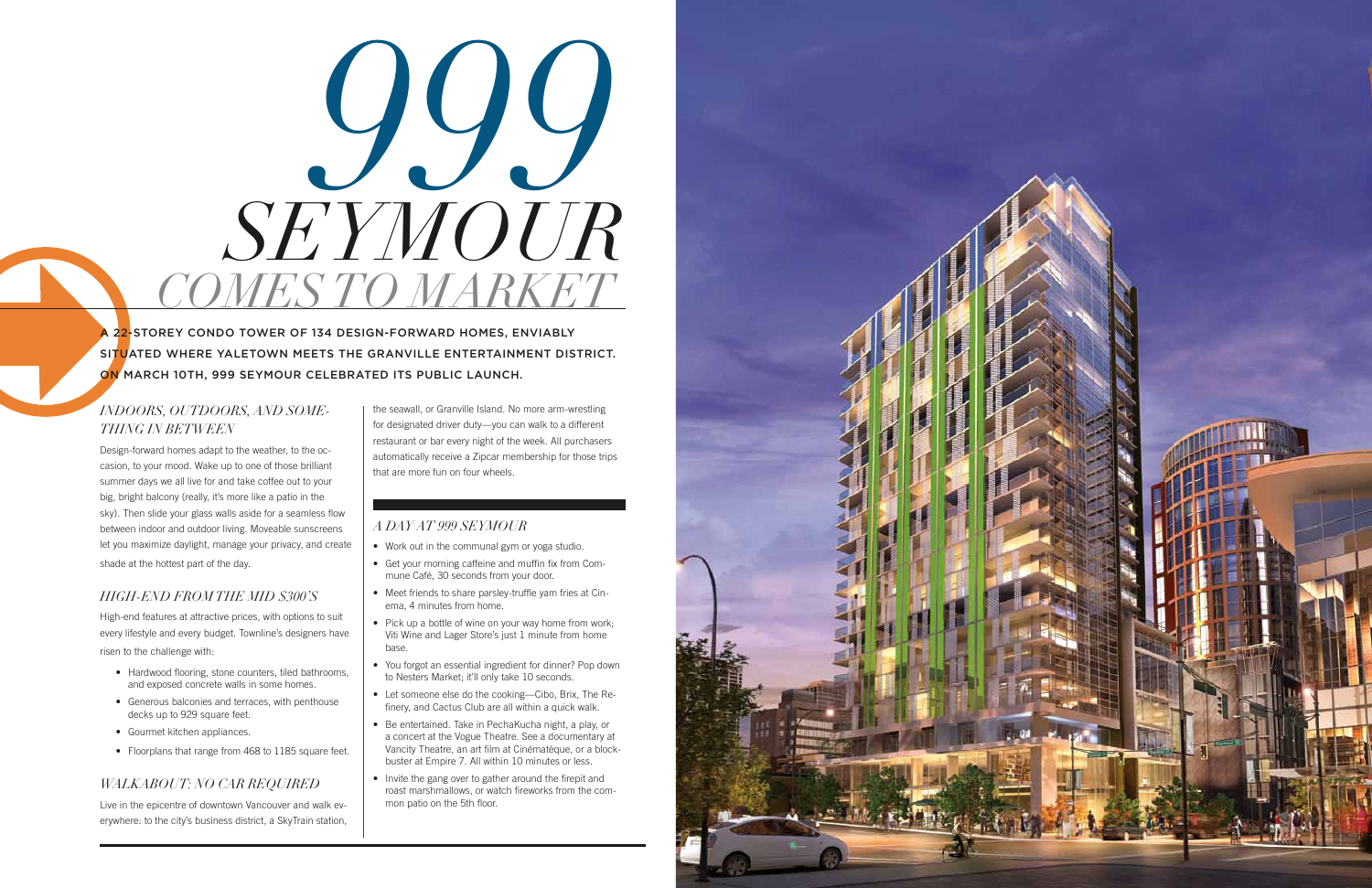# 999 SEYMOUR COMES TO MARKET

A 22-STOREY CONDO TOWER OF 134 DESIGN-FORWARD HOMES, ENVIABLY SITUATED WHERE YALETOWN MEETS THE GRANVILLE ENTERTAINMENT DISTRICT. ON MARCH 10TH, 999 SEYMOUR CELEBRATED ITS PUBLIC LAUNCH.

## *INDOORS, OUTDOORS, AND SOMETHING IN BETWEEN*

Design-forward homes adapt to the weather, to the occasion, to your mood. Wake up to one of those brilliant summer days we all live for and take coffee out to your big, bright balcony (really, it's more like a patio in the sky). Then slide your glass walls aside for a seamless flow between indoor and outdoor living. Moveable sunscreens let you maximize daylight, manage your privacy, and create shade at the hottest part of the day.

## *HIGH-END FROM THE MID $300'S*

High-end features at attractive prices, with options to suit every lifestyle and every budget. Townline's designers have risen to the challenge with:

- Hardwood flooring, stone counters, tiled bathrooms, and exposed concrete walls in some homes.
- Generous balconies and terraces, with penthouse decks up to 929 square feet.
- Gourmet kitchen appliances.
- Floorplans that range from 468 to 1185 square feet.

## *WALKABOUT: NO CAR REQUIRED*

Live in the epicentre of downtown Vancouver and walk everywhere: to the city's business district, a SkyTrain station, the seawall, or Granville Island. No more arm-wrestling for designated driver duty—you can walk to a different restaurant or bar every night of the week. All purchasers automatically receive a Zipcar membership for those trips that are more fun on four wheels.

## *A DAY AT 999 SEYMOUR*

- Work out in the communal gym or yoga studio.
- Get your morning caffeine and muffin fix from Commune Café, 30 seconds from your door.
- Meet friends to share parsley-truffle yam fries at Cinema, 4 minutes from home.
- Pick up a bottle of wine on your way home from work; Viti Wine and Lager Store's just 1 minute from home base.
- You forgot an essential ingredient for dinner? Pop down to Nesters Market; it'll only take 10 seconds.
- Let someone else do the cooking—Cibo, Brix, The Refinery, and Cactus Club are all within a quick walk.
- Be entertained. Take in PechaKucha night, a play, or a concert at the Vogue Theatre. See a documentary at Vancity Theatre, an art film at Cinémathèque, or a blockbuster at Empire 7. All within 10 minutes or less.
- Invite the gang over to gather around the firepit and roast marshmallows, or watch fireworks from the common patio on the 5th floor.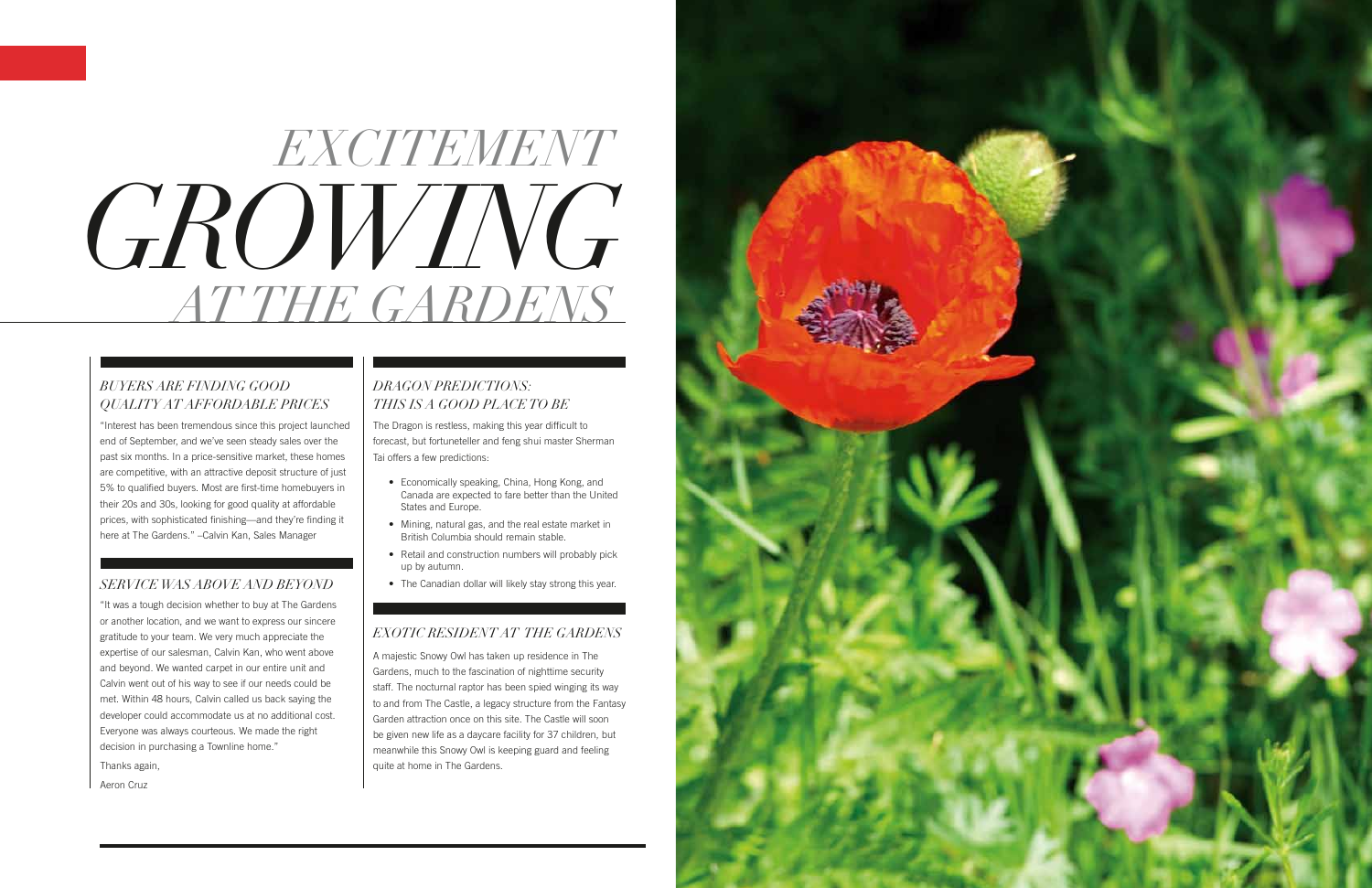# EXCITEMENT GROWING AT THE GARDENS

### BUYERS ARE FINDING GOOD QUALITY AT AFFORDABLE PRICES

"Interest has been tremendous since this project launched end of September, and we've seen steady sales over the past six months. In a price-sensitive market, these homes are competitive, with an attractive deposit structure of just 5% to qualified buyers. Most are first-time homebuyers in their 20s and 30s, looking for good quality at affordable prices, with sophisticated finishing—and they're finding it here at The Gardens." –Calvin Kan, Sales Manager

### SERVICE WAS ABOVE AND BEYOND

"It was a tough decision whether to buy at The Gardens or another location, and we want to express our sincere gratitude to your team. We very much appreciate the expertise of our salesman, Calvin Kan, who went above and beyond. We wanted carpet in our entire unit and Calvin went out of his way to see if our needs could be met. Within 48 hours, Calvin called us back saying the developer could accommodate us at no additional cost. Everyone was always courteous. We made the right decision in purchasing a Townline home."

Thanks again,

Aeron Cruz

### DRAGON PREDICTIONS: THIS IS A GOOD PLACE TO BE

The Dragon is restless, making this year difficult to forecast, but fortuneteller and feng shui master Sherman Tai offers a few predictions:

- Economically speaking, China, Hong Kong, and Canada are expected to fare better than the United States and Europe.
- Mining, natural gas, and the real estate market in British Columbia should remain stable.
- Retail and construction numbers will probably pick up by autumn.
- The Canadian dollar will likely stay strong this year.

### EXOTIC RESIDENT AT THE GARDENS

A majestic Snowy Owl has taken up residence in The Gardens, much to the fascination of nighttime security staff. The nocturnal raptor has been spied winging its way to and from The Castle, a legacy structure from the Fantasy Garden attraction once on this site. The Castle will soon be given new life as a daycare facility for 37 children, but meanwhile this Snowy Owl is keeping guard and feeling quite at home in The Gardens.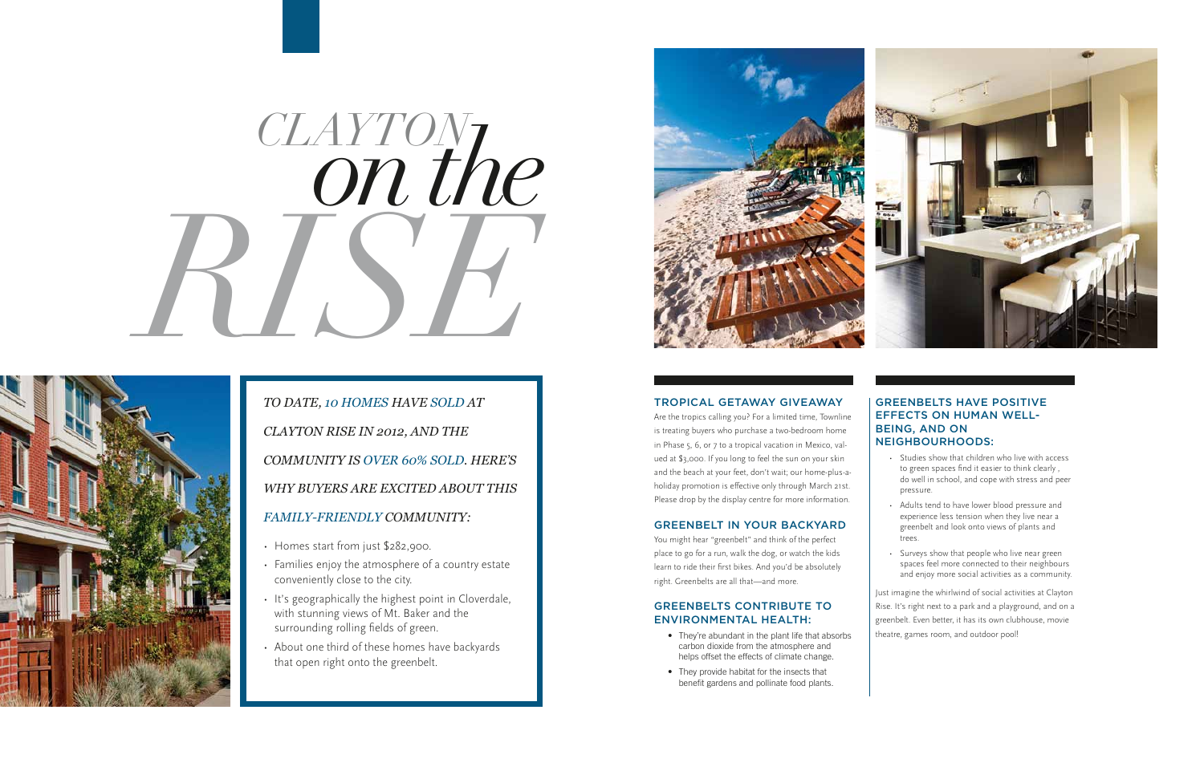# *CLAYTON on the RISE*

*TO DATE, 10 HOMES HAVE SOLD AT CLAYTON RISE IN 2012, AND THE COMMUNITY IS OVER 60% SOLD. HERE'S WHY BUYERS ARE EXCITED ABOUT THIS FAMILY-FRIENDLY COMMUNITY:*

- Homes start from just $282,900.
- Families enjoy the atmosphere of a country estate conveniently close to the city.
- It's geographically the highest point in Cloverdale, with stunning views of Mt. Baker and the surrounding rolling fields of green.
- About one third of these homes have backyards that open right onto the greenbelt.

## TROPICAL GETAWAY GIVEAWAY

Are the tropics calling you? For a limited time, Townline is treating buyers who purchase a two-bedroom home in Phase 5, 6, or 7 to a tropical vacation in Mexico, valued at $3,000. If you long to feel the sun on your skin and the beach at your feet, don't wait; our home-plus-a-holiday promotion is effective only through March 21st. Please drop by the display centre for more information.

## GREENBELT IN YOUR BACKYARD

You might hear "greenbelt" and think of the perfect place to go for a run, walk the dog, or watch the kids learn to ride their first bikes. And you'd be absolutely right. Greenbelts are all that—and more.

## GREENBELTS CONTRIBUTE TO ENVIRONMENTAL HEALTH:

- They're abundant in the plant life that absorbs carbon dioxide from the atmosphere and helps offset the effects of climate change.
- They provide habitat for the insects that benefit gardens and pollinate food plants.

## GREENBELTS HAVE POSITIVE EFFECTS ON HUMAN WELL-BEING, AND ON NEIGHBOURHOODS:

- Studies show that children who live with access to green spaces find it easier to think clearly , do well in school, and cope with stress and peer pressure.
- Adults tend to have lower blood pressure and experience less tension when they live near a greenbelt and look onto views of plants and trees.
- Surveys show that people who live near green spaces feel more connected to their neighbours and enjoy more social activities as a community.

Just imagine the whirlwind of social activities at Clayton Rise. It's right next to a park and a playground, and on a greenbelt. Even better, it has its own clubhouse, movie theatre, games room, and outdoor pool!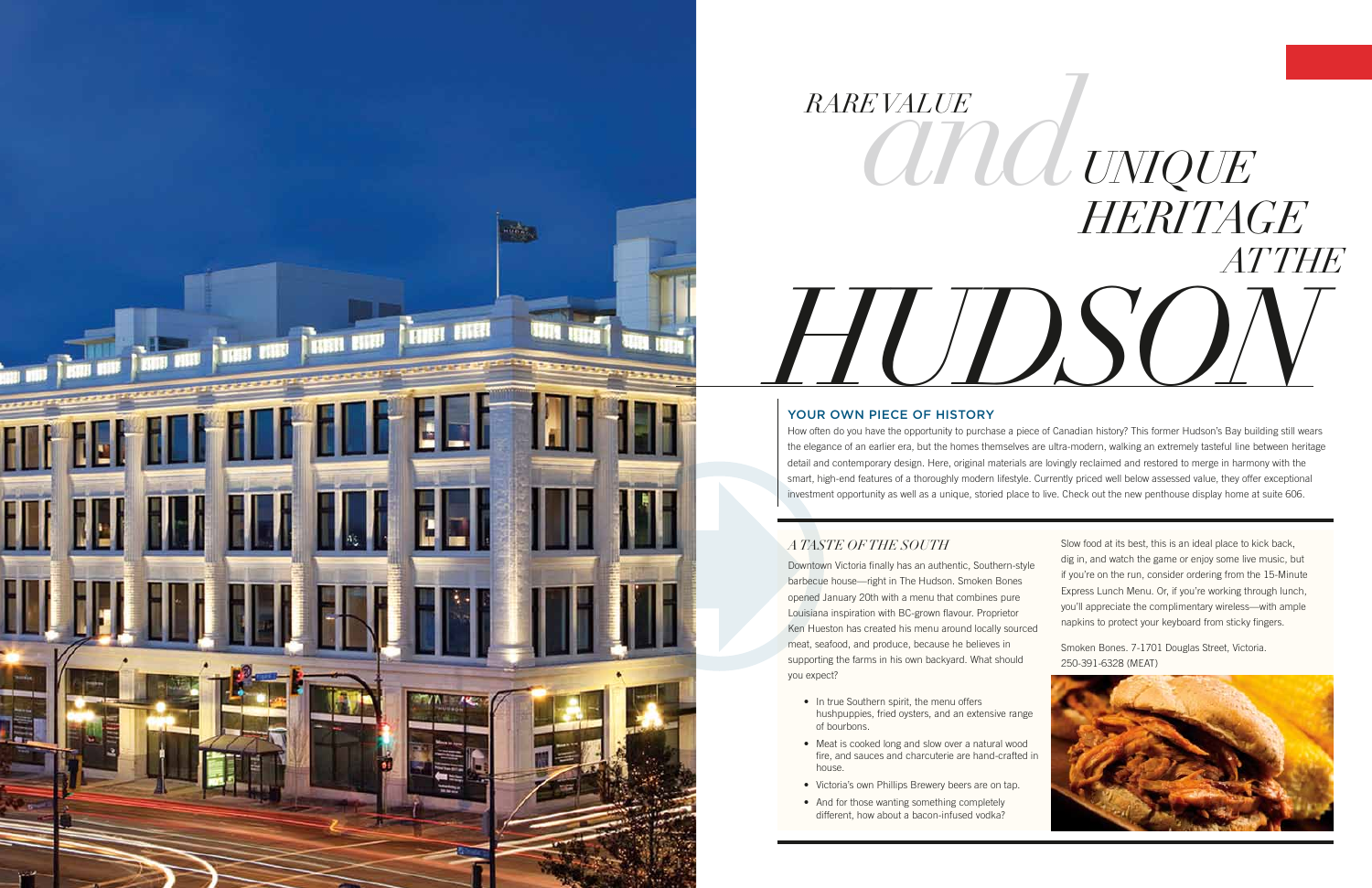# *RARE VALUE and UNIQUE HERITAGE AT THE HUDSON*

## YOUR OWN PIECE OF HISTORY

How often do you have the opportunity to purchase a piece of Canadian history? This former Hudson's Bay building still wears the elegance of an earlier era, but the homes themselves are ultra-modern, walking an extremely tasteful line between heritage detail and contemporary design. Here, original materials are lovingly reclaimed and restored to merge in harmony with the smart, high-end features of a thoroughly modern lifestyle. Currently priced well below assessed value, they offer exceptional investment opportunity as well as a unique, storied place to live. Check out the new penthouse display home at suite 606.

### *A TASTE OF THE SOUTH*

Downtown Victoria finally has an authentic, Southern-style barbecue house—right in The Hudson. Smoken Bones opened January 20th with a menu that combines pure Louisiana inspiration with BC-grown flavour. Proprietor Ken Hueston has created his menu around locally sourced meat, seafood, and produce, because he believes in supporting the farms in his own backyard. What should you expect?

- In true Southern spirit, the menu offers hushpuppies, fried oysters, and an extensive range of bourbons.
- Meat is cooked long and slow over a natural wood fire, and sauces and charcuterie are hand-crafted in house.
- Victoria's own Phillips Brewery beers are on tap.
- And for those wanting something completely different, how about a bacon-infused vodka?

Slow food at its best, this is an ideal place to kick back, dig in, and watch the game or enjoy some live music, but if you're on the run, consider ordering from the 15-Minute Express Lunch Menu. Or, if you're working through lunch, you'll appreciate the complimentary wireless—with ample napkins to protect your keyboard from sticky fingers.

Smoken Bones. 7-1701 Douglas Street, Victoria.
250-391-6328 (MEAT)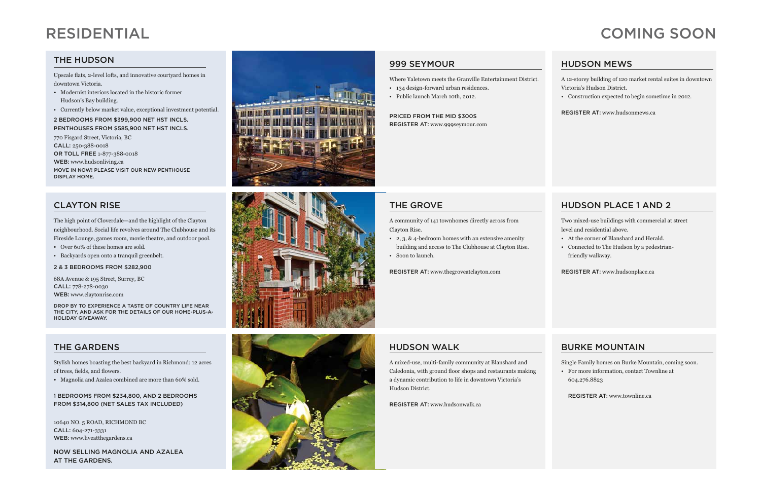# RESIDENTIAL

## THE HUDSON

Upscale flats, 2-level lofts, and innovative courtyard homes in downtown Victoria.

- Modernist interiors located in the historic former Hudson's Bay building.
- Currently below market value, exceptional investment potential.

2 BEDROOMS FROM $399,900 NET HST INCLS.
PENTHOUSES FROM $585,900 NET HST INCLS.

770 Fisgard Street, Victoria, BC
CALL: 250-388-0018
OR TOLL FREE 1-877-388-0018
WEB: www.hudsonliving.ca

MOVE IN NOW! PLEASE VISIT OUR NEW PENTHOUSE DISPLAY HOME.

## CLAYTON RISE

The high point of Cloverdale—and the highlight of the Clayton neighbourhood. Social life revolves around The Clubhouse and its Fireside Lounge, games room, movie theatre, and outdoor pool.

- Over 60% of these homes are sold.
- Backyards open onto a tranquil greenbelt.

2 & 3 BEDROOMS FROM $282,900

68A Avenue & 195 Street, Surrey, BC
CALL: 778-278-0030
WEB: www.claytonrise.com

DROP BY TO EXPERIENCE A TASTE OF COUNTRY LIFE NEAR THE CITY, AND ASK FOR THE DETAILS OF OUR HOME-PLUS-A-HOLIDAY GIVEAWAY.

## THE GARDENS

Stylish homes boasting the best backyard in Richmond: 12 acres of trees, fields, and flowers.

- Magnolia and Azalea combined are more than 60% sold.

1 BEDROOMS FROM $234,800, AND 2 BEDROOMS FROM $314,800 (NET SALES TAX INCLUDED)

10640 NO. 5 ROAD, RICHMOND BC
CALL: 604-271-3331
WEB: www.liveatthegardens.ca

NOW SELLING MAGNOLIA AND AZALEA AT THE GARDENS.

# COMING SOON

## 999 SEYMOUR

Where Yaletown meets the Granville Entertainment District.

- 134 design-forward urban residences.
- Public launch March 10th, 2012.

PRICED FROM THE MID $300S
REGISTER AT: www.999seymour.com

## HUDSON MEWS

A 12-storey building of 120 market rental suites in downtown Victoria's Hudson District.

- Construction expected to begin sometime in 2012.

REGISTER AT: www.hudsonmews.ca

## THE GROVE

A community of 141 townhomes directly across from Clayton Rise.

- 2, 3, & 4-bedroom homes with an extensive amenity building and access to The Clubhouse at Clayton Rise.
- Soon to launch.

REGISTER AT: www.thegroveatclayton.com

## HUDSON PLACE 1 AND 2

Two mixed-use buildings with commercial at street level and residential above.

- At the corner of Blanshard and Herald.
- Connected to The Hudson by a pedestrian-friendly walkway.

REGISTER AT: www.hudsonplace.ca

## HUDSON WALK

A mixed-use, multi-family community at Blanshard and Caledonia, with ground floor shops and restaurants making a dynamic contribution to life in downtown Victoria's Hudson District.

REGISTER AT: www.hudsonwalk.ca

## BURKE MOUNTAIN

Single Family homes on Burke Mountain, coming soon.

- For more information, contact Townline at 604.276.8823

REGISTER AT: www.townline.ca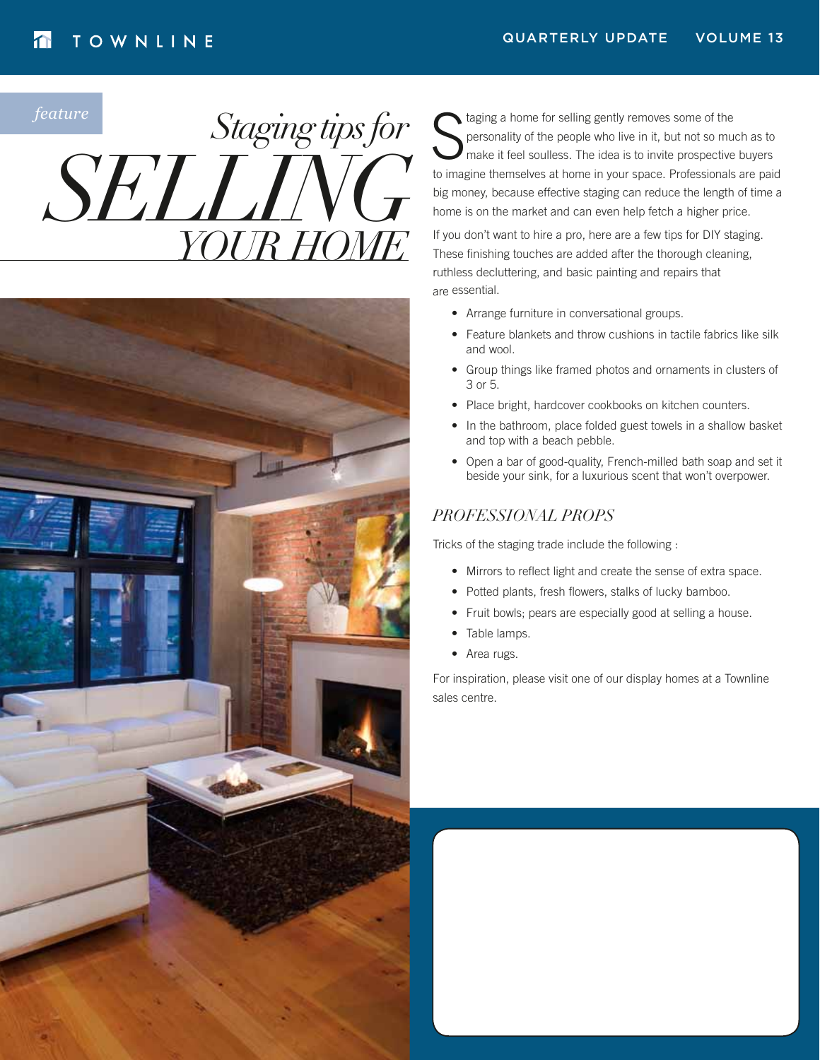*feature*

# *Staging tips for SELLING YOUR HOME*

Staging a home for selling gently removes some of the personality of the people who live in it, but not so much as to make it feel soulless. The idea is to invite prospective buyers to imagine themselves at home in your space. Professionals are paid big money, because effective staging can reduce the length of time a home is on the market and can even help fetch a higher price.

If you don't want to hire a pro, here are a few tips for DIY staging. These finishing touches are added after the thorough cleaning, ruthless decluttering, and basic painting and repairs that are essential.

- Arrange furniture in conversational groups.
- Feature blankets and throw cushions in tactile fabrics like silk and wool.
- Group things like framed photos and ornaments in clusters of 3 or 5.
- Place bright, hardcover cookbooks on kitchen counters.
- In the bathroom, place folded guest towels in a shallow basket and top with a beach pebble.
- Open a bar of good-quality, French-milled bath soap and set it beside your sink, for a luxurious scent that won't overpower.

## *PROFESSIONAL PROPS*

Tricks of the staging trade include the following :

- Mirrors to reflect light and create the sense of extra space.
- Potted plants, fresh flowers, stalks of lucky bamboo.
- Fruit bowls; pears are especially good at selling a house.
- Table lamps.
- Area rugs.

For inspiration, please visit one of our display homes at a Townline sales centre.